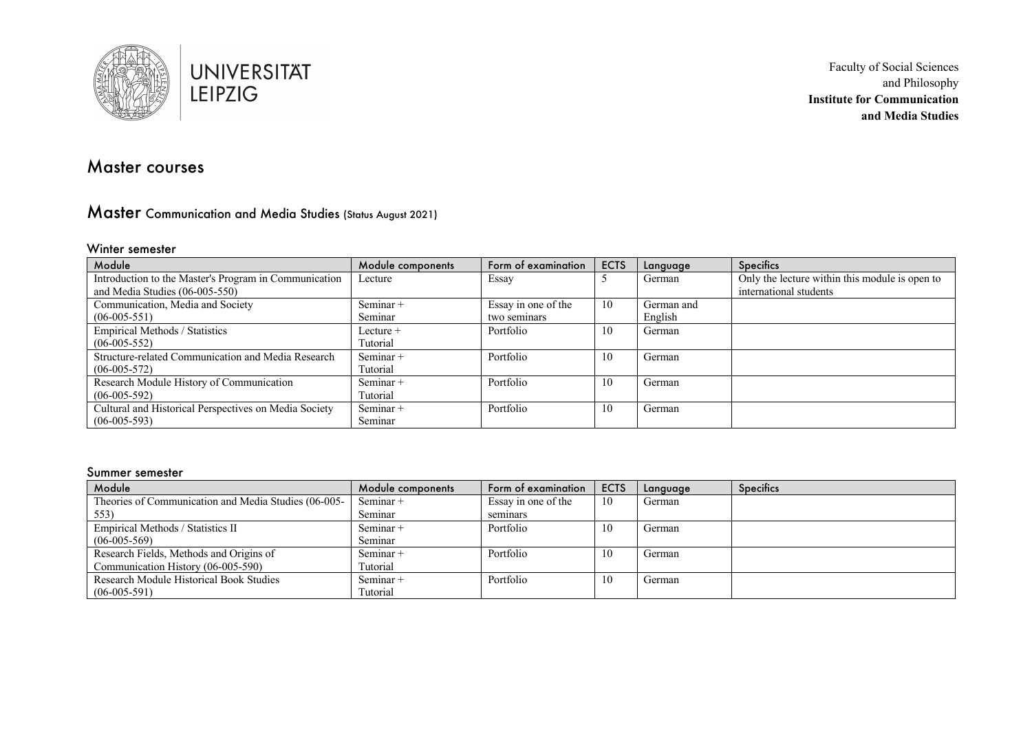UNIVERSITÄT LEIPZIG

Faculty of Social Sciences and Philosophy
**Institute for Communication and Media Studies**

# Master courses

## Master Communication and Media Studies (Status August 2021)

### Winter semester

| Module | Module components | Form of examination | ECTS | Language | Specifics |
|---|---|---|---|---|---|
| Introduction to the Master's Program in Communication and Media Studies (06-005-550) | Lecture | Essay | 5 | German | Only the lecture within this module is open to international students |
| Communication, Media and Society (06-005-551) | Seminar + Seminar | Essay in one of the two seminars | 10 | German and English | |
| Empirical Methods / Statistics (06-005-552) | Lecture + Tutorial | Portfolio | 10 | German | |
| Structure-related Communication and Media Research (06-005-572) | Seminar + Tutorial | Portfolio | 10 | German | |
| Research Module History of Communication (06-005-592) | Seminar + Tutorial | Portfolio | 10 | German | |
| Cultural and Historical Perspectives on Media Society (06-005-593) | Seminar + Seminar | Portfolio | 10 | German | |

### Summer semester

| Module | Module components | Form of examination | ECTS | Language | Specifics |
|---|---|---|---|---|---|
| Theories of Communication and Media Studies (06-005-553) | Seminar + Seminar | Essay in one of the seminars | 10 | German | |
| Empirical Methods / Statistics II (06-005-569) | Seminar + Seminar | Portfolio | 10 | German | |
| Research Fields, Methods and Origins of Communication History (06-005-590) | Seminar + Tutorial | Portfolio | 10 | German | |
| Research Module Historical Book Studies (06-005-591) | Seminar + Tutorial | Portfolio | 10 | German | |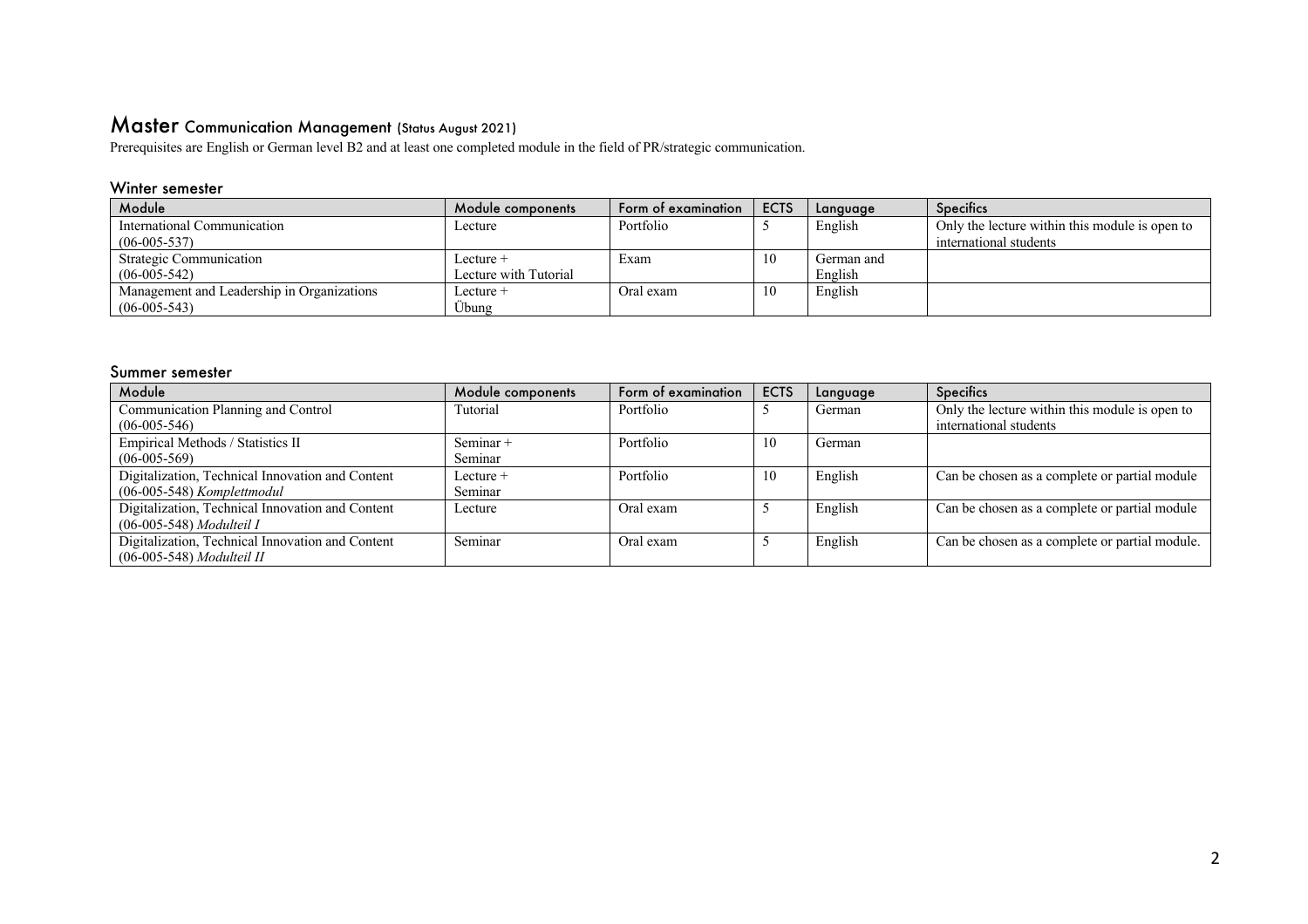# Master Communication Management (Status August 2021)

Prerequisites are English or German level B2 and at least one completed module in the field of PR/strategic communication.

## Winter semester

| Module | Module components | Form of examination | ECTS | Language | Specifics |
|---|---|---|---|---|---|
| International Communication (06-005-537) | Lecture | Portfolio | 5 | English | Only the lecture within this module is open to international students |
| Strategic Communication (06-005-542) | Lecture + Lecture with Tutorial | Exam | 10 | German and English | |
| Management and Leadership in Organizations (06-005-543) | Lecture + Übung | Oral exam | 10 | English | |

## Summer semester

| Module | Module components | Form of examination | ECTS | Language | Specifics |
|---|---|---|---|---|---|
| Communication Planning and Control (06-005-546) | Tutorial | Portfolio | 5 | German | Only the lecture within this module is open to international students |
| Empirical Methods / Statistics II (06-005-569) | Seminar + Seminar | Portfolio | 10 | German | |
| Digitalization, Technical Innovation and Content (06-005-548) *Komplettmodul* | Lecture + Seminar | Portfolio | 10 | English | Can be chosen as a complete or partial module |
| Digitalization, Technical Innovation and Content (06-005-548) *Modulteil I* | Lecture | Oral exam | 5 | English | Can be chosen as a complete or partial module |
| Digitalization, Technical Innovation and Content (06-005-548) *Modulteil II* | Seminar | Oral exam | 5 | English | Can be chosen as a complete or partial module. |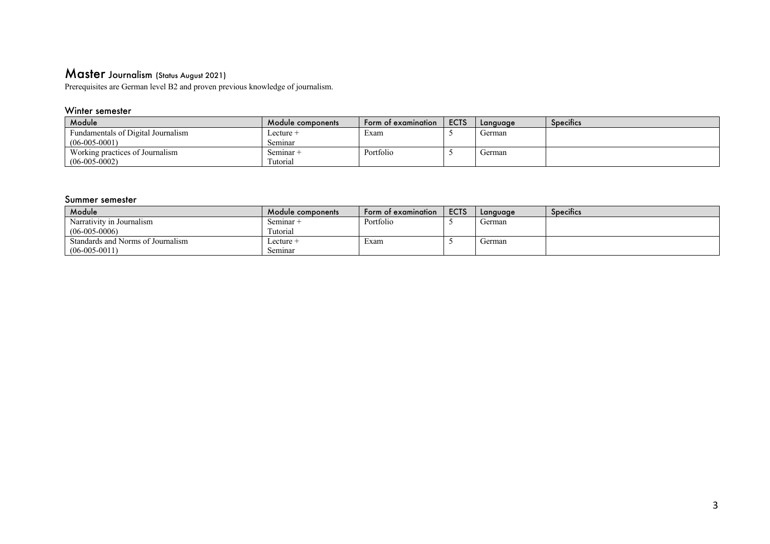# Master Journalism (Status August 2021)

Prerequisites are German level B2 and proven previous knowledge of journalism.

## Winter semester

| Module | Module components | Form of examination | ECTS | Language | Specifics |
|---|---|---|---|---|---|
| Fundamentals of Digital Journalism (06-005-0001) | Lecture + Seminar | Exam | 5 | German | |
| Working practices of Journalism (06-005-0002) | Seminar + Tutorial | Portfolio | 5 | German | |

## Summer semester

| Module | Module components | Form of examination | ECTS | Language | Specifics |
|---|---|---|---|---|---|
| Narrativity in Journalism (06-005-0006) | Seminar + Tutorial | Portfolio | 5 | German | |
| Standards and Norms of Journalism (06-005-0011) | Lecture + Seminar | Exam | 5 | German | |